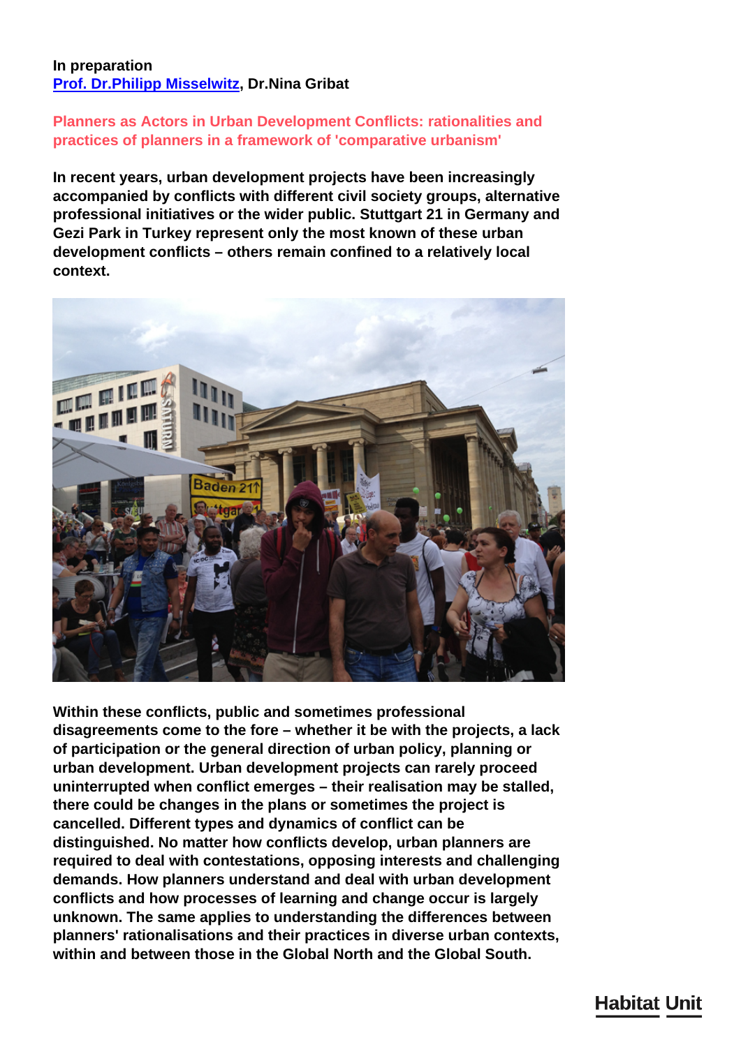**In preparation**
[Prof. Dr.Philipp Misselwitz](), Dr.Nina Gribat

## Planners as Actors in Urban Development Conflicts: rationalities and practices of planners in a framework of 'comparative urbanism'

**In recent years, urban development projects have been increasingly accompanied by conflicts with different civil society groups, alternative professional initiatives or the wider public. Stuttgart 21 in Germany and Gezi Park in Turkey represent only the most known of these urban development conflicts – others remain confined to a relatively local context.**

**Within these conflicts, public and sometimes professional disagreements come to the fore – whether it be with the projects, a lack of participation or the general direction of urban policy, planning or urban development. Urban development projects can rarely proceed uninterrupted when conflict emerges – their realisation may be stalled, there could be changes in the plans or sometimes the project is cancelled. Different types and dynamics of conflict can be distinguished. No matter how conflicts develop, urban planners are required to deal with contestations, opposing interests and challenging demands. How planners understand and deal with urban development conflicts and how processes of learning and change occur is largely unknown. The same applies to understanding the differences between planners' rationalisations and their practices in diverse urban contexts, within and between those in the Global North and the Global South.**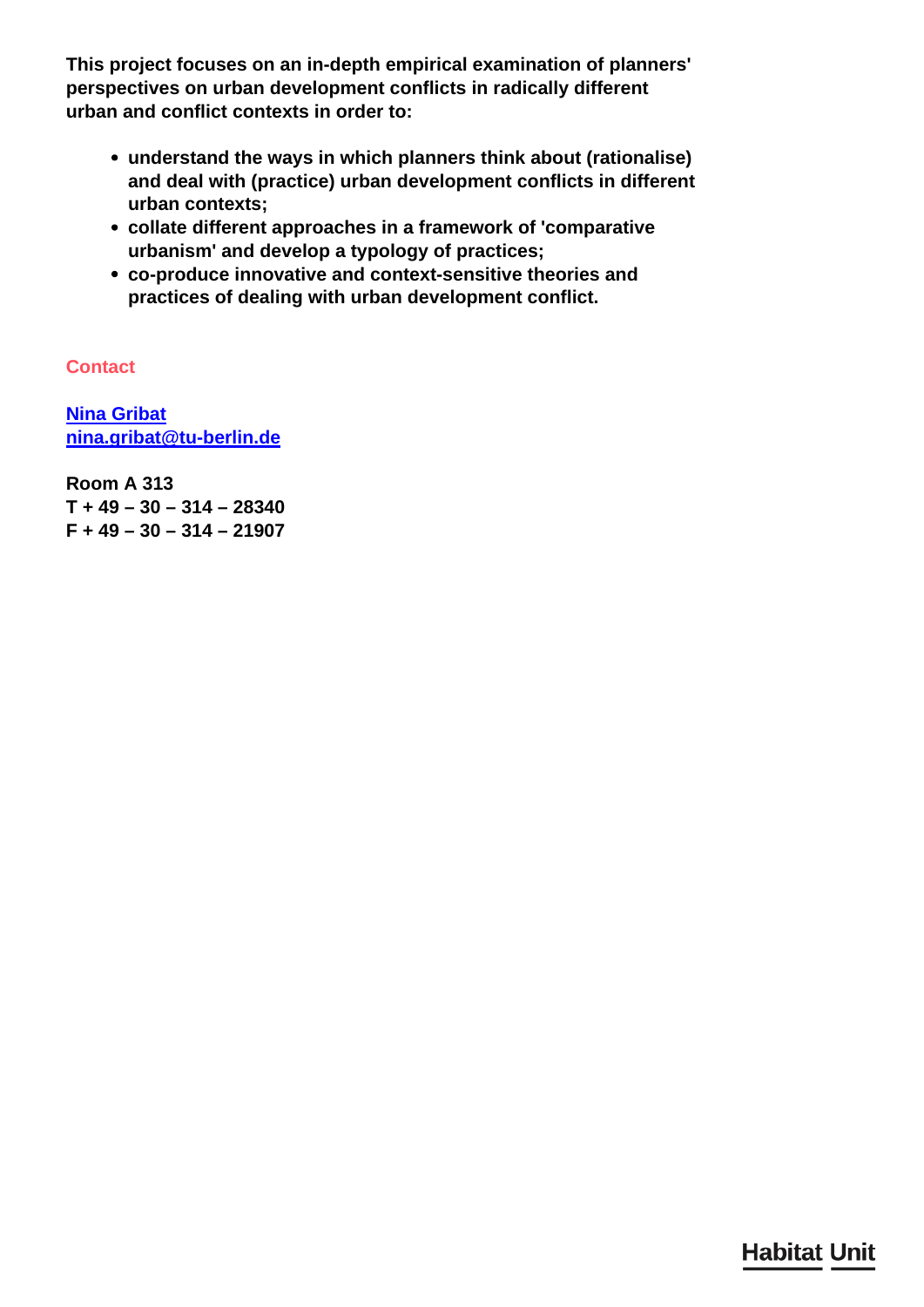**This project focuses on an in-depth empirical examination of planners' perspectives on urban development conflicts in radically different urban and conflict contexts in order to:**

- **understand the ways in which planners think about (rationalise) and deal with (practice) urban development conflicts in different urban contexts;**
- **collate different approaches in a framework of 'comparative urbanism' and develop a typology of practices;**
- **co-produce innovative and context-sensitive theories and practices of dealing with urban development conflict.**

**Contact**

**[Nina Gribat](mailto:nina.gribat@tu-berlin.de)**
**[nina.gribat@tu-berlin.de](mailto:nina.gribat@tu-berlin.de)**

**Room A 313**
**T + 49 – 30 – 314 – 28340**
**F + 49 – 30 – 314 – 21907**

**Habitat Unit**